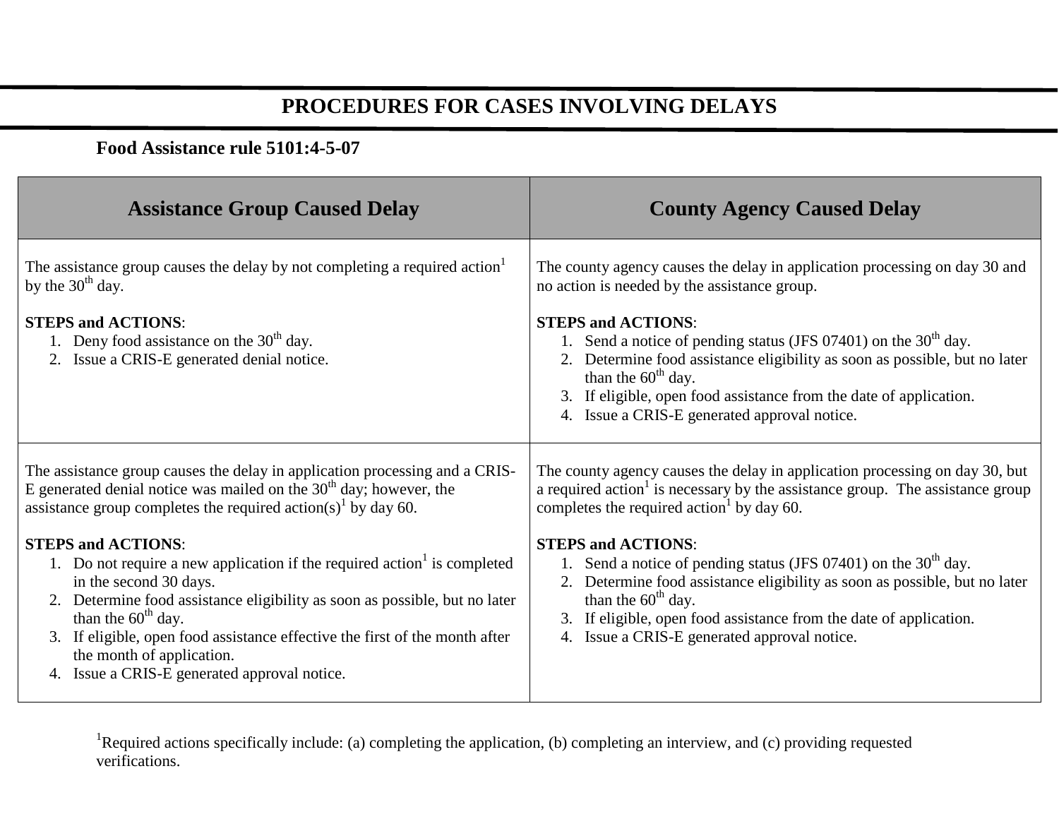# PROCEDURES FOR CASES INVOLVING DELAYS

**Food Assistance rule 5101:4-5-07**

| Assistance Group Caused Delay | County Agency Caused Delay |
|---|---|
| The assistance group causes the delay by not completing a required action[1] by the 30th day.<br><br>**STEPS and ACTIONS**:<br>1. Deny food assistance on the 30th day.<br>2. Issue a CRIS-E generated denial notice. | The county agency causes the delay in application processing on day 30 and no action is needed by the assistance group.<br><br>**STEPS and ACTIONS**:<br>1. Send a notice of pending status (JFS 07401) on the 30th day.<br>2. Determine food assistance eligibility as soon as possible, but no later than the 60th day.<br>3. If eligible, open food assistance from the date of application.<br>4. Issue a CRIS-E generated approval notice. |
| The assistance group causes the delay in application processing and a CRIS-E generated denial notice was mailed on the 30th day; however, the assistance group completes the required action(s)[1] by day 60.<br><br>**STEPS and ACTIONS**:<br>1. Do not require a new application if the required action[1] is completed in the second 30 days.<br>2. Determine food assistance eligibility as soon as possible, but no later than the 60th day.<br>3. If eligible, open food assistance effective the first of the month after the month of application.<br>4. Issue a CRIS-E generated approval notice. | The county agency causes the delay in application processing on day 30, but a required action[1] is necessary by the assistance group. The assistance group completes the required action[1] by day 60.<br><br>**STEPS and ACTIONS**:<br>1. Send a notice of pending status (JFS 07401) on the 30th day.<br>2. Determine food assistance eligibility as soon as possible, but no later than the 60th day.<br>3. If eligible, open food assistance from the date of application.<br>4. Issue a CRIS-E generated approval notice. |

[1]Required actions specifically include: (a) completing the application, (b) completing an interview, and (c) providing requested verifications.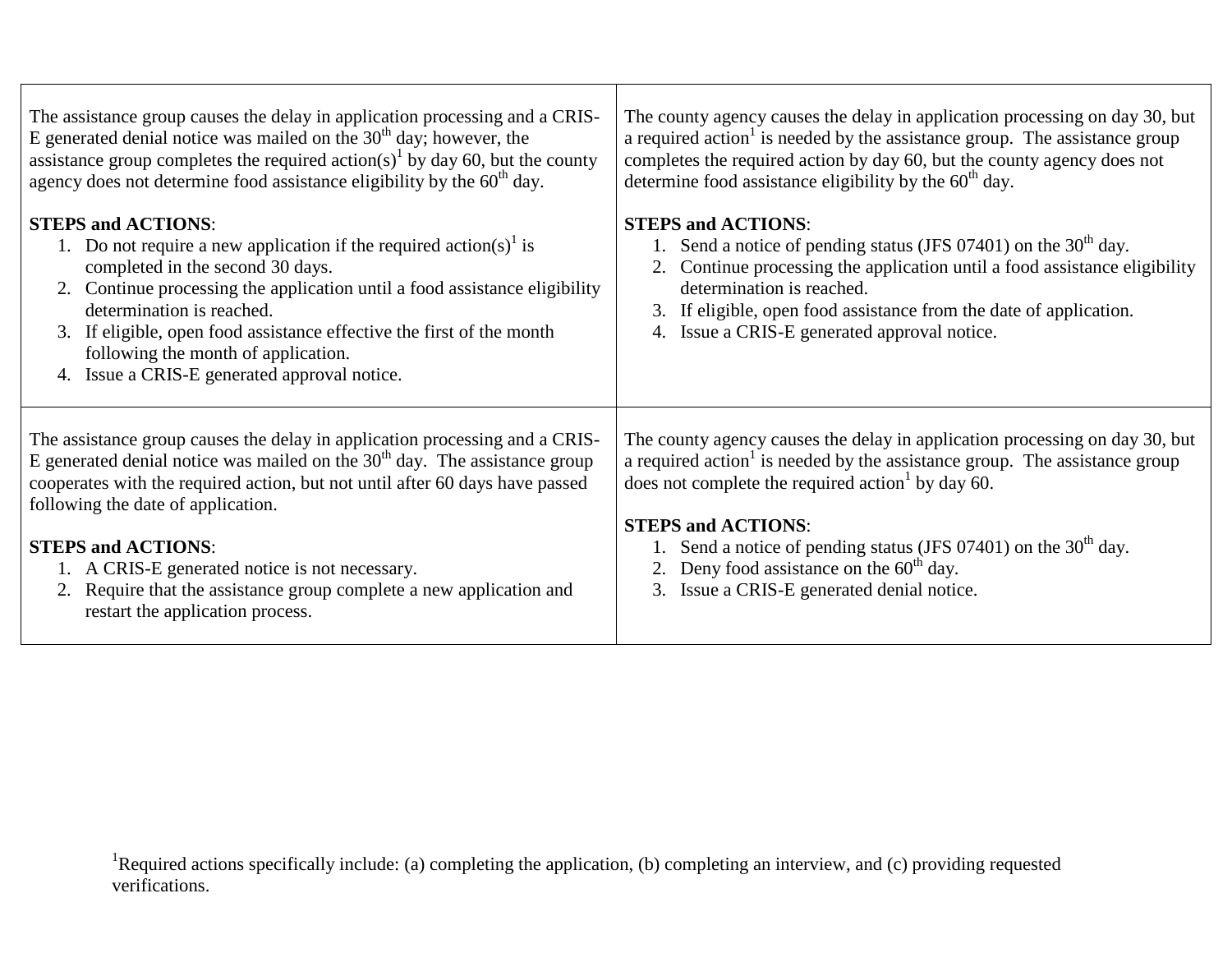| | |
|---|---|
| The assistance group causes the delay in application processing and a CRIS-E generated denial notice was mailed on the 30th day; however, the assistance group completes the required action(s)[1] by day 60, but the county agency does not determine food assistance eligibility by the 60th day.<br><br>**STEPS and ACTIONS**:<br>1. Do not require a new application if the required action(s)[1] is completed in the second 30 days.<br>2. Continue processing the application until a food assistance eligibility determination is reached.<br>3. If eligible, open food assistance effective the first of the month following the month of application.<br>4. Issue a CRIS-E generated approval notice. | The county agency causes the delay in application processing on day 30, but a required action[1] is needed by the assistance group. The assistance group completes the required action by day 60, but the county agency does not determine food assistance eligibility by the 60th day.<br><br>**STEPS and ACTIONS**:<br>1. Send a notice of pending status (JFS 07401) on the 30th day.<br>2. Continue processing the application until a food assistance eligibility determination is reached.<br>3. If eligible, open food assistance from the date of application.<br>4. Issue a CRIS-E generated approval notice. |
| The assistance group causes the delay in application processing and a CRIS-E generated denial notice was mailed on the 30th day. The assistance group cooperates with the required action, but not until after 60 days have passed following the date of application.<br><br>**STEPS and ACTIONS**:<br>1. A CRIS-E generated notice is not necessary.<br>2. Require that the assistance group complete a new application and restart the application process. | The county agency causes the delay in application processing on day 30, but a required action[1] is needed by the assistance group. The assistance group does not complete the required action[1] by day 60.<br><br>**STEPS and ACTIONS**:<br>1. Send a notice of pending status (JFS 07401) on the 30th day.<br>2. Deny food assistance on the 60th day.<br>3. Issue a CRIS-E generated denial notice. |

[1]Required actions specifically include: (a) completing the application, (b) completing an interview, and (c) providing requested verifications.